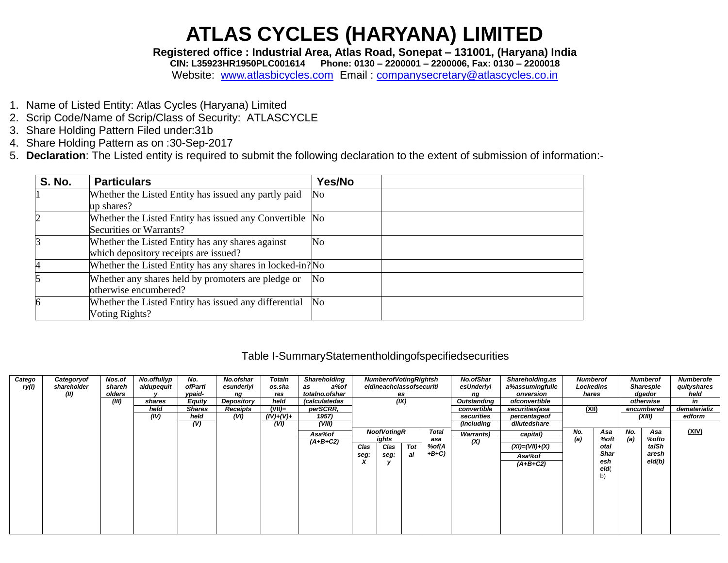# ATLAS CYCLES (HARYANA) LIMITED

**Registered office : Industrial Area, Atlas Road, Sonepat – 131001, (Haryana) India**
**CIN: L35923HR1950PLC001614 Phone: 0130 – 2200001 – 2200006, Fax: 0130 – 2200018**
Website: www.atlasbicycles.com Email : companysecretary@atlascycles.co.in

1. Name of Listed Entity: Atlas Cycles (Haryana) Limited
2. Scrip Code/Name of Scrip/Class of Security: ATLASCYCLE
3. Share Holding Pattern Filed under:31b
4. Share Holding Pattern as on :30-Sep-2017
5. **Declaration**: The Listed entity is required to submit the following declaration to the extent of submission of information:-

| S. No. | Particulars | Yes/No | |
|---|---|---|---|
| 1 | Whether the Listed Entity has issued any partly paid up shares? | No | |
| 2 | Whether the Listed Entity has issued any Convertible Securities or Warrants? | No | |
| 3 | Whether the Listed Entity has any shares against which depository receipts are issued? | No | |
| 4 | Whether the Listed Entity has any shares in locked-in? | No | |
| 5 | Whether any shares held by promoters are pledge or otherwise encumbered? | No | |
| 6 | Whether the Listed Entity has issued any differential Voting Rights? | No | |

Table I-SummaryStatementholdingofspecifiedsecurities

| Category(I) | Categoryof shareholder (II) | Nos.of shareholders (III) | No.offullypaidupequity shares held (IV) | No. ofPartlypaid-Equity Shares held (V) | No.ofsharesunderlying Depository Receipts (VI) | Totalnos.shares held (VII)= (IV)+(V)+ (VI) | Shareholding as a%of totalno.ofshares (calculatedas perSCRR, 1957) (VIII) Asa%of (A+B+C2) | NumberofVotingRightsheldineachclassofsecurities (IX) | | | | No.ofSharesUnderlying Outstanding convertible securities (including Warrants) (X) | Shareholding,as a%assumingfullconversion ofconvertible securities(asapercentageof dilutedshare capital) (XI)=(VII)+(X) Asa%of (A+B+C2) | NumberofLockedinshares (XII) | | NumberofSharespledgedorotherwise encumbered (XIII) | | Numberofequityshares held in dematerializedform (XIV) |
|---|---|---|---|---|---|---|---|---|---|---|---|---|---|---|---|---|---|---|
| | | | | | | | | NoofVotingRights | | | Total asa %of(A+B+C) | | | No. (a) | Asa %oftotalSharesheld(b) | No. (a) | Asa %oftotalSharesheld(b) | |
| | | | | | | | | Class eg: X | Class eg: y | Total | | | | | | | | |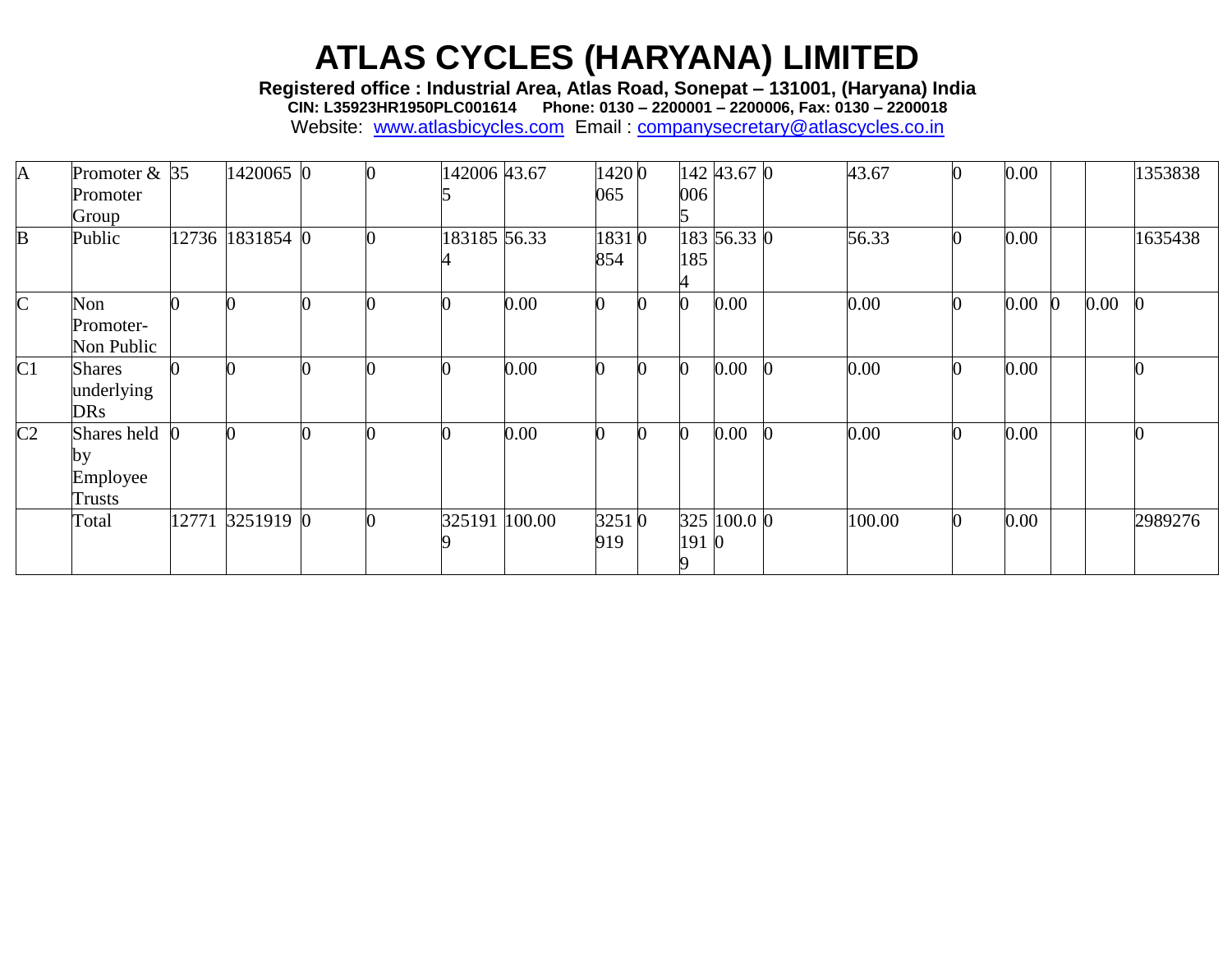# ATLAS CYCLES (HARYANA) LIMITED

**Registered office : Industrial Area, Atlas Road, Sonepat – 131001, (Haryana) India**
**CIN: L35923HR1950PLC001614 Phone: 0130 – 2200001 – 2200006, Fax: 0130 – 2200018**
Website: www.atlasbicycles.com Email : companysecretary@atlascycles.co.in

| | | | | | | | | | | | | | | | | | | |
|---|---|---|---|---|---|---|---|---|---|---|---|---|---|---|---|---|---|---|
| A | Promoter & Promoter Group | 35 | 1420065 | 0 | 0 | 1420065 | 43.67 | 1420065 | 0 | 1420065 | 43.67 | 0 | 43.67 | 0 | 0.00 | | | 1353838 |
| B | Public | 12736 | 1831854 | 0 | 0 | 1831854 | 56.33 | 1831854 | 0 | 1831854 | 56.33 | 0 | 56.33 | 0 | 0.00 | | | 1635438 |
| C | Non Promoter-Non Public | 0 | 0 | 0 | 0 | 0 | 0.00 | 0 | 0 | 0 | 0.00 | | 0.00 | 0 | 0.00 | 0 | 0.00 | 0 |
| C1 | Shares underlying DRs | 0 | 0 | 0 | 0 | 0 | 0.00 | 0 | 0 | 0 | 0.00 | 0 | 0.00 | 0 | 0.00 | | | 0 |
| C2 | Shares held by Employee Trusts | 0 | 0 | 0 | 0 | 0 | 0.00 | 0 | 0 | 0 | 0.00 | 0 | 0.00 | 0 | 0.00 | | | 0 |
| | Total | 12771 | 3251919 | 0 | 0 | 3251919 | 100.00 | 3251919 | 0 | 3251919 | 100.00 | 0 | 100.00 | 0 | 0.00 | | | 2989276 |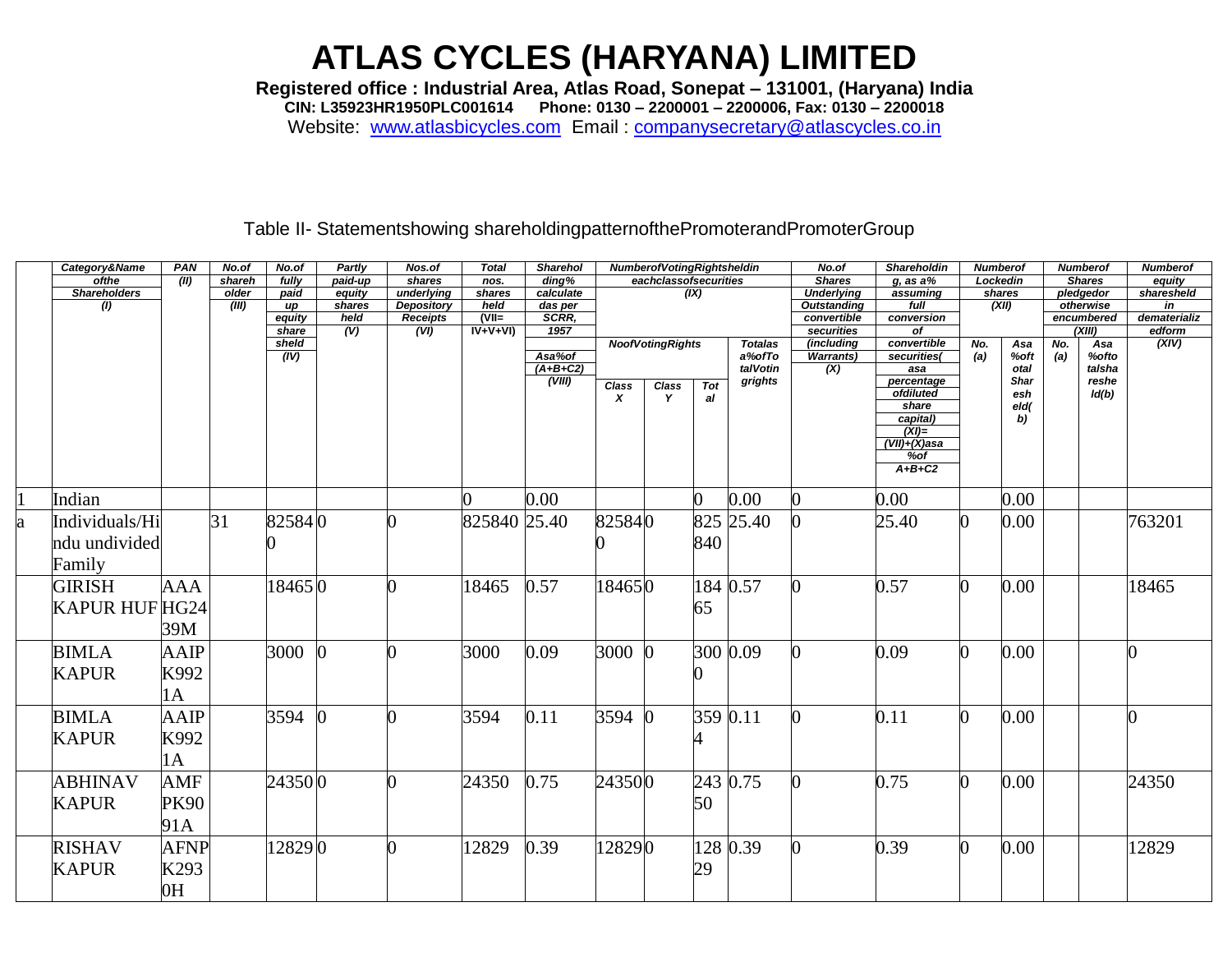# ATLAS CYCLES (HARYANA) LIMITED

**Registered office : Industrial Area, Atlas Road, Sonepat – 131001, (Haryana) India**
**CIN: L35923HR1950PLC001614 Phone: 0130 – 2200001 – 2200006, Fax: 0130 – 2200018**
Website: www.atlasbicycles.com Email : companysecretary@atlascycles.co.in

Table II- Statementshowing shareholdingpatternofthePromoterandPromoterGroup

| | Category&Name ofthe Shareholders (I) | PAN (II) | No.of shareholder (III) | No.of fully paid up equity sharesheld (IV) | Partly paid-up equity shares held (V) | Nos.of shares underlying Depository Receipts (VI) | Total nos. shares held (VII= IV+V+VI) | Shareholding% calculated as per SCRR, 1957 Asa%of (A+B+C2) (VIII) | NumberofVotingRightsheldin eachclassofsecurities (IX) | | | | No.of Shares Underlying Outstanding convertible securities (including Warrants) (X) | Shareholding, as a% assuming full conversion of convertible securities( asa percentage ofdiluted share capital) (XI)=(VII)+(X)asa %of A+B+C2 | Numberof Lockedin shares (XII) | | Numberof Shares pledgedor otherwise encumbered (XIII) | | Numberof equity sharesheld in dematerialized form (XIV) |
|---|---|---|---|---|---|---|---|---|---|---|---|---|---|---|---|---|---|---|---|
| | | | | | | | | | NoofVotingRights | | | Totalas a%ofTotalVotingrights | | | No. (a) | Asa %ofTotal Sharesheld(b) | No. (a) | Asa %oftotalsharesheld(b) | |
| | | | | | | | | | Class X | Class Y | Total | | | | | | | | |
| 1 | Indian | | | | | | 0 | 0.00 | | | 0 | 0.00 | 0 | 0.00 | | 0.00 | | | |
| a | Individuals/Hindu undivided Family | | 31 | 825840 | 0 | 0 | 825840 | 25.40 | 825840 | 0 | 825840 | 25.40 | 0 | 25.40 | 0 | 0.00 | | | 763201 |
| | GIRISH KAPUR HUF | AAAHG2439M | | 18465 | 0 | 0 | 18465 | 0.57 | 18465 | 0 | 18465 | 0.57 | 0 | 0.57 | 0 | 0.00 | | | 18465 |
| | BIMLA KAPUR | AAIPK9921A | | 3000 | 0 | 0 | 3000 | 0.09 | 3000 | 0 | 3000 | 0.09 | 0 | 0.09 | 0 | 0.00 | | | 0 |
| | BIMLA KAPUR | AAIPK9921A | | 3594 | 0 | 0 | 3594 | 0.11 | 3594 | 0 | 3594 | 0.11 | 0 | 0.11 | 0 | 0.00 | | | 0 |
| | ABHINAV KAPUR | AMFPK9091A | | 24350 | 0 | 0 | 24350 | 0.75 | 24350 | 0 | 24350 | 0.75 | 0 | 0.75 | 0 | 0.00 | | | 24350 |
| | RISHAV KAPUR | AFNPK2930H | | 12829 | 0 | 0 | 12829 | 0.39 | 12829 | 0 | 12829 | 0.39 | 0 | 0.39 | 0 | 0.00 | | | 12829 |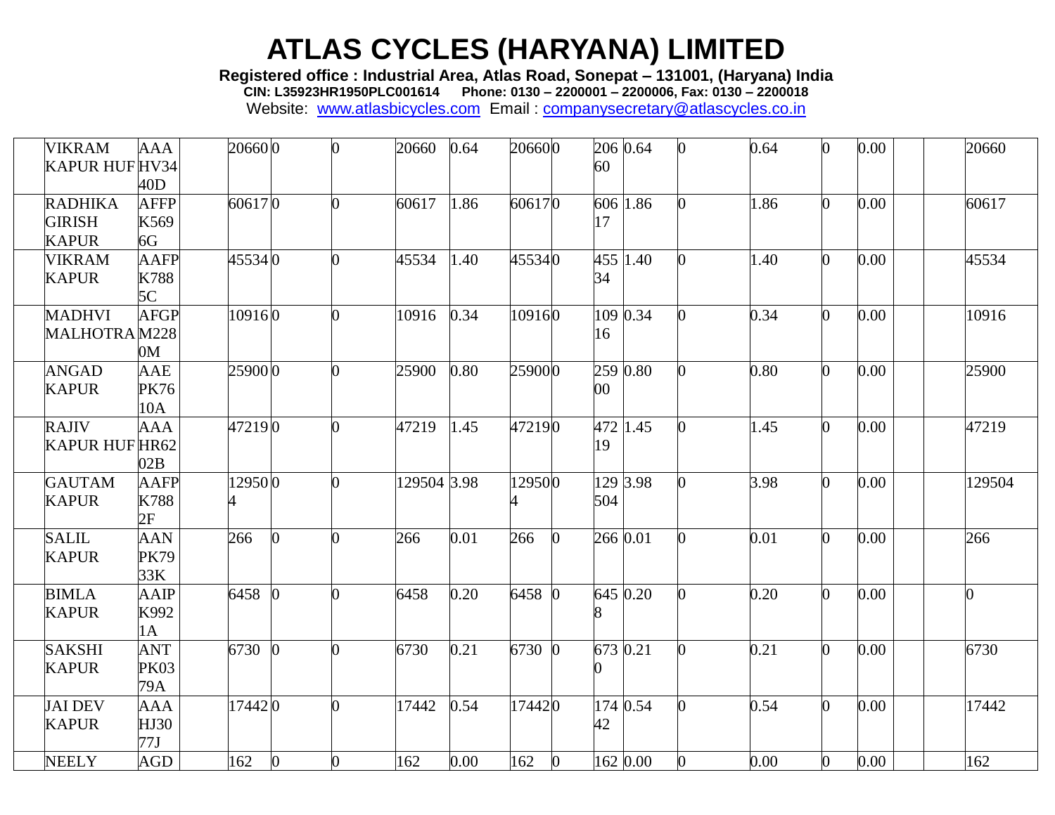# ATLAS CYCLES (HARYANA) LIMITED

**Registered office : Industrial Area, Atlas Road, Sonepat – 131001, (Haryana) India**
**CIN: L35923HR1950PLC001614 Phone: 0130 – 2200001 – 2200006, Fax: 0130 – 2200018**
Website: www.atlasbicycles.com Email : companysecretary@atlascycles.co.in

| | | | | | | | | | | | | | | | | | | | |
|---|---|---|---|---|---|---|---|---|---|---|---|---|---|---|---|---|---|---|---|
| | VIKRAM KAPUR HUF | AAAHV3440D | | 20660 | 0 | 0 | 20660 | 0.64 | 20660 | 0 | 20660 | 0.64 | 0 | 0.64 | 0 | 0.00 | | | 20660 |
| | RADHIKA GIRISH KAPUR | AFFPK5696G | | 60617 | 0 | 0 | 60617 | 1.86 | 60617 | 0 | 60617 | 1.86 | 0 | 1.86 | 0 | 0.00 | | | 60617 |
| | VIKRAM KAPUR | AAFPK7885C | | 45534 | 0 | 0 | 45534 | 1.40 | 45534 | 0 | 45534 | 1.40 | 0 | 1.40 | 0 | 0.00 | | | 45534 |
| | MADHVI MALHOTRA | AFGPM2280M | | 10916 | 0 | 0 | 10916 | 0.34 | 10916 | 0 | 10916 | 0.34 | 0 | 0.34 | 0 | 0.00 | | | 10916 |
| | ANGAD KAPUR | AAEPK7610A | | 25900 | 0 | 0 | 25900 | 0.80 | 25900 | 0 | 25900 | 0.80 | 0 | 0.80 | 0 | 0.00 | | | 25900 |
| | RAJIV KAPUR HUF | AAAHR6202B | | 47219 | 0 | 0 | 47219 | 1.45 | 47219 | 0 | 47219 | 1.45 | 0 | 1.45 | 0 | 0.00 | | | 47219 |
| | GAUTAM KAPUR | AAFPK7882F | | 129504 | 0 | 0 | 129504 | 3.98 | 129504 | 0 | 129504 | 3.98 | 0 | 3.98 | 0 | 0.00 | | | 129504 |
| | SALIL KAPUR | AANPK7933K | | 266 | 0 | 0 | 266 | 0.01 | 266 | 0 | 266 | 0.01 | 0 | 0.01 | 0 | 0.00 | | | 266 |
| | BIMLA KAPUR | AAIPK9921A | | 6458 | 0 | 0 | 6458 | 0.20 | 6458 | 0 | 6458 | 0.20 | 0 | 0.20 | 0 | 0.00 | | | 0 |
| | SAKSHI KAPUR | ANTPK0379A | | 6730 | 0 | 0 | 6730 | 0.21 | 6730 | 0 | 6730 | 0.21 | 0 | 0.21 | 0 | 0.00 | | | 6730 |
| | JAI DEV KAPUR | AAAHJ3077J | | 17442 | 0 | 0 | 17442 | 0.54 | 17442 | 0 | 17442 | 0.54 | 0 | 0.54 | 0 | 0.00 | | | 17442 |
| | NEELY | AGD | | 162 | 0 | 0 | 162 | 0.00 | 162 | 0 | 162 | 0.00 | 0 | 0.00 | 0 | 0.00 | | | 162 |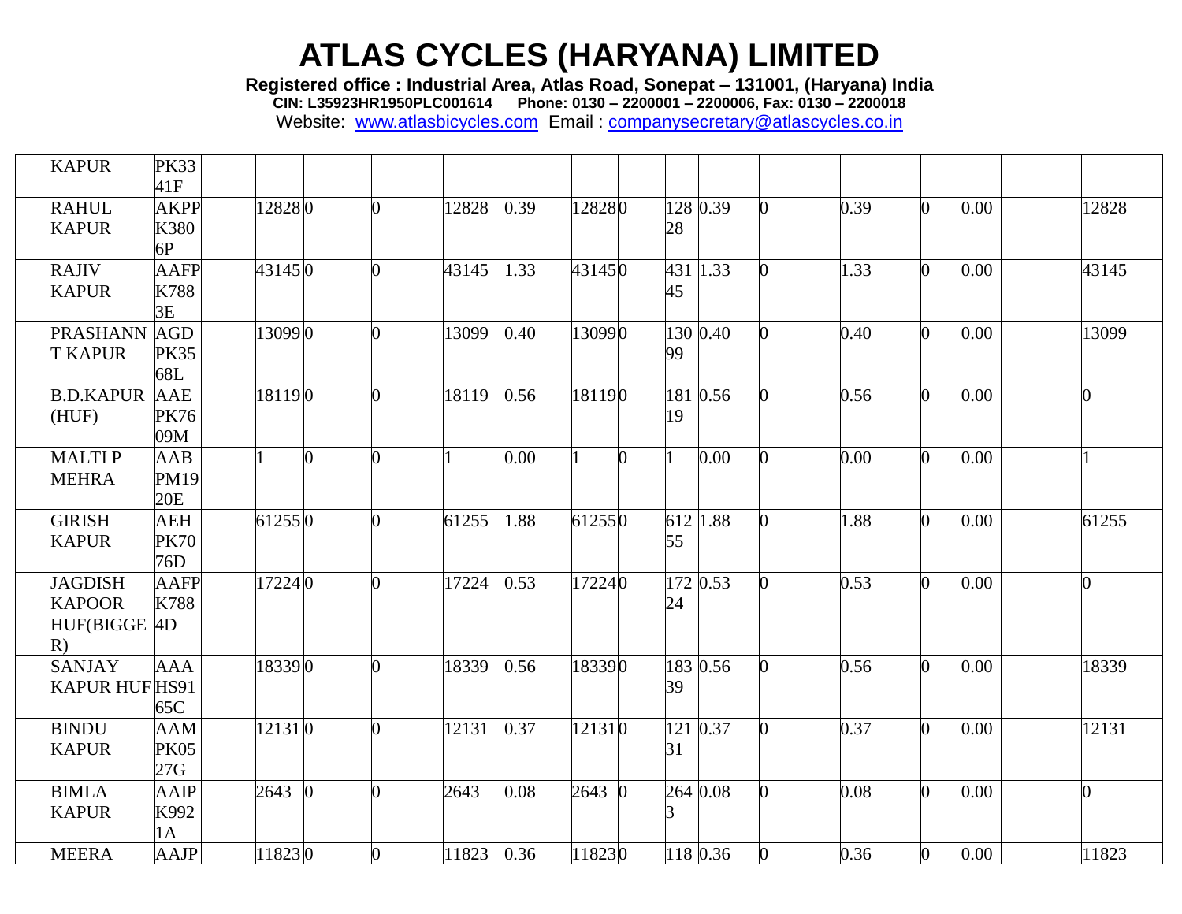| | | | | | | | | | | | | | | | | | | | |
|---|---|---|---|---|---|---|---|---|---|---|---|---|---|---|---|---|---|---|---|
| | KAPUR | PK3341F | | | | | | | | | | | | | | | | | |
| | RAHUL KAPUR | AKPPK3806P | | 12828 | 0 | 0 | 12828 | 0.39 | 12828 | 0 | 12828 | 0.39 | 0 | 0.39 | 0 | 0.00 | | | 12828 |
| | RAJIV KAPUR | AAFPK7883E | | 43145 | 0 | 0 | 43145 | 1.33 | 43145 | 0 | 43145 | 1.33 | 0 | 1.33 | 0 | 0.00 | | | 43145 |
| | PRASHANNT KAPUR | AGDPK3568L | | 13099 | 0 | 0 | 13099 | 0.40 | 13099 | 0 | 13099 | 0.40 | 0 | 0.40 | 0 | 0.00 | | | 13099 |
| | B.D.KAPUR (HUF) | AAEPK7609M | | 18119 | 0 | 0 | 18119 | 0.56 | 18119 | 0 | 18119 | 0.56 | 0 | 0.56 | 0 | 0.00 | | | 0 |
| | MALTI P MEHRA | AABPM1920E | | 1 | 0 | 0 | 1 | 0.00 | 1 | 0 | 1 | 0.00 | 0 | 0.00 | 0 | 0.00 | | | 1 |
| | GIRISH KAPUR | AEHPK7076D | | 61255 | 0 | 0 | 61255 | 1.88 | 61255 | 0 | 61255 | 1.88 | 0 | 1.88 | 0 | 0.00 | | | 61255 |
| | JAGDISH KAPOOR HUF(BIGGER) | AAFPK7884D | | 17224 | 0 | 0 | 17224 | 0.53 | 17224 | 0 | 17224 | 0.53 | 0 | 0.53 | 0 | 0.00 | | | 0 |
| | SANJAY KAPUR HUF | AAAHS9165C | | 18339 | 0 | 0 | 18339 | 0.56 | 18339 | 0 | 18339 | 0.56 | 0 | 0.56 | 0 | 0.00 | | | 18339 |
| | BINDU KAPUR | AAMPK0527G | | 12131 | 0 | 0 | 12131 | 0.37 | 12131 | 0 | 12131 | 0.37 | 0 | 0.37 | 0 | 0.00 | | | 12131 |
| | BIMLA KAPUR | AAIPK9921A | | 2643 | 0 | 0 | 2643 | 0.08 | 2643 | 0 | 2643 | 0.08 | 0 | 0.08 | 0 | 0.00 | | | 0 |
| | MEERA | AAJP | | 11823 | 0 | 0 | 11823 | 0.36 | 11823 | 0 | 118 | 0.36 | 0 | 0.36 | 0 | 0.00 | | | 11823 |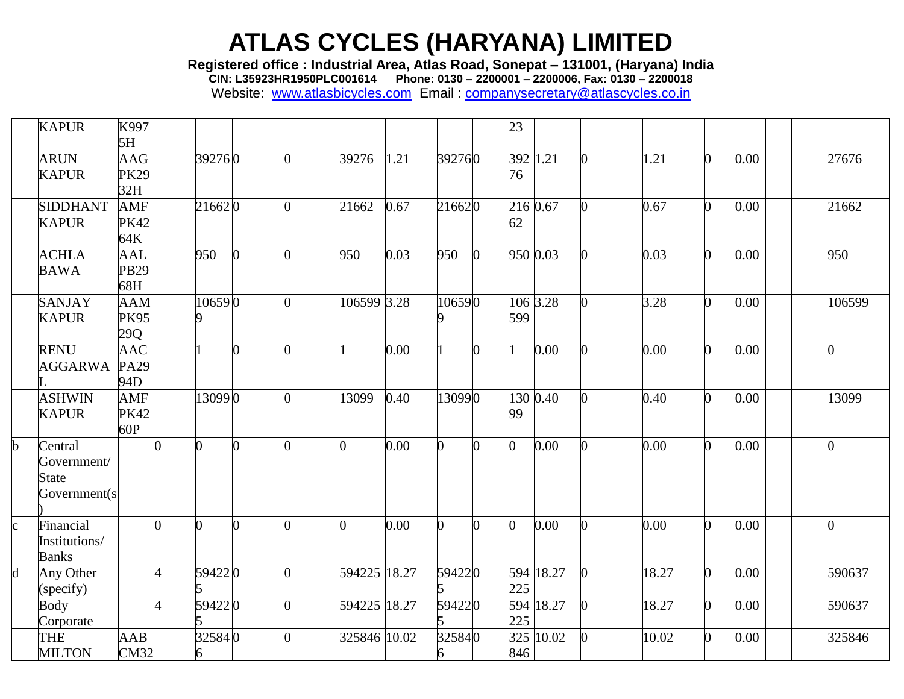# ATLAS CYCLES (HARYANA) LIMITED

**Registered office : Industrial Area, Atlas Road, Sonepat – 131001, (Haryana) India**
**CIN: L35923HR1950PLC001614 Phone: 0130 – 2200001 – 2200006, Fax: 0130 – 2200018**
Website: www.atlasbicycles.com Email : companysecretary@atlascycles.co.in

| | KAPUR | K9975H | | | | | | | | | 23 | | | | | | | | |
|---|---|---|---|---|---|---|---|---|---|---|---|---|---|---|---|---|---|---|---|
| | ARUN KAPUR | AAGPK2932H | | 39276 | 0 | 0 | 39276 | 1.21 | 39276 | 0 | 39276 | 1.21 | 0 | 1.21 | 0 | 0.00 | | | 27676 |
| | SIDDHANT KAPUR | AMFPK4264K | | 21662 | 0 | 0 | 21662 | 0.67 | 21662 | 0 | 21662 | 0.67 | 0 | 0.67 | 0 | 0.00 | | | 21662 |
| | ACHLA BAWA | AALPB2968H | | 950 | 0 | 0 | 950 | 0.03 | 950 | 0 | 950 | 0.03 | 0 | 0.03 | 0 | 0.00 | | | 950 |
| | SANJAY KAPUR | AAMPK9529Q | | 106599 | 0 | 0 | 106599 | 3.28 | 106599 | 0 | 106599 | 3.28 | 0 | 3.28 | 0 | 0.00 | | | 106599 |
| | RENU AGGARWAL | AACPA2994D | | 1 | 0 | 0 | 1 | 0.00 | 1 | 0 | 1 | 0.00 | 0 | 0.00 | 0 | 0.00 | | | 0 |
| | ASHWIN KAPUR | AMFPK4260P | | 13099 | 0 | 0 | 13099 | 0.40 | 13099 | 0 | 13099 | 0.40 | 0 | 0.40 | 0 | 0.00 | | | 13099 |
| b | Central Government/ State Government(s) | | 0 | 0 | 0 | 0 | 0 | 0.00 | 0 | 0 | 0 | 0.00 | 0 | 0.00 | 0 | 0.00 | | | 0 |
| c | Financial Institutions/ Banks | | 0 | 0 | 0 | 0 | 0 | 0.00 | 0 | 0 | 0 | 0.00 | 0 | 0.00 | 0 | 0.00 | | | 0 |
| d | Any Other (specify) | | 4 | 594225 | 0 | 0 | 594225 | 18.27 | 594225 | 0 | 594225 | 18.27 | 0 | 18.27 | 0 | 0.00 | | | 590637 |
| | Body Corporate | | 4 | 594225 | 0 | 0 | 594225 | 18.27 | 594225 | 0 | 594225 | 18.27 | 0 | 18.27 | 0 | 0.00 | | | 590637 |
| | THE MILTON | AABCM32 | | 325846 | 0 | 0 | 325846 | 10.02 | 325846 | 0 | 325846 | 10.02 | 0 | 10.02 | 0 | 0.00 | | | 325846 |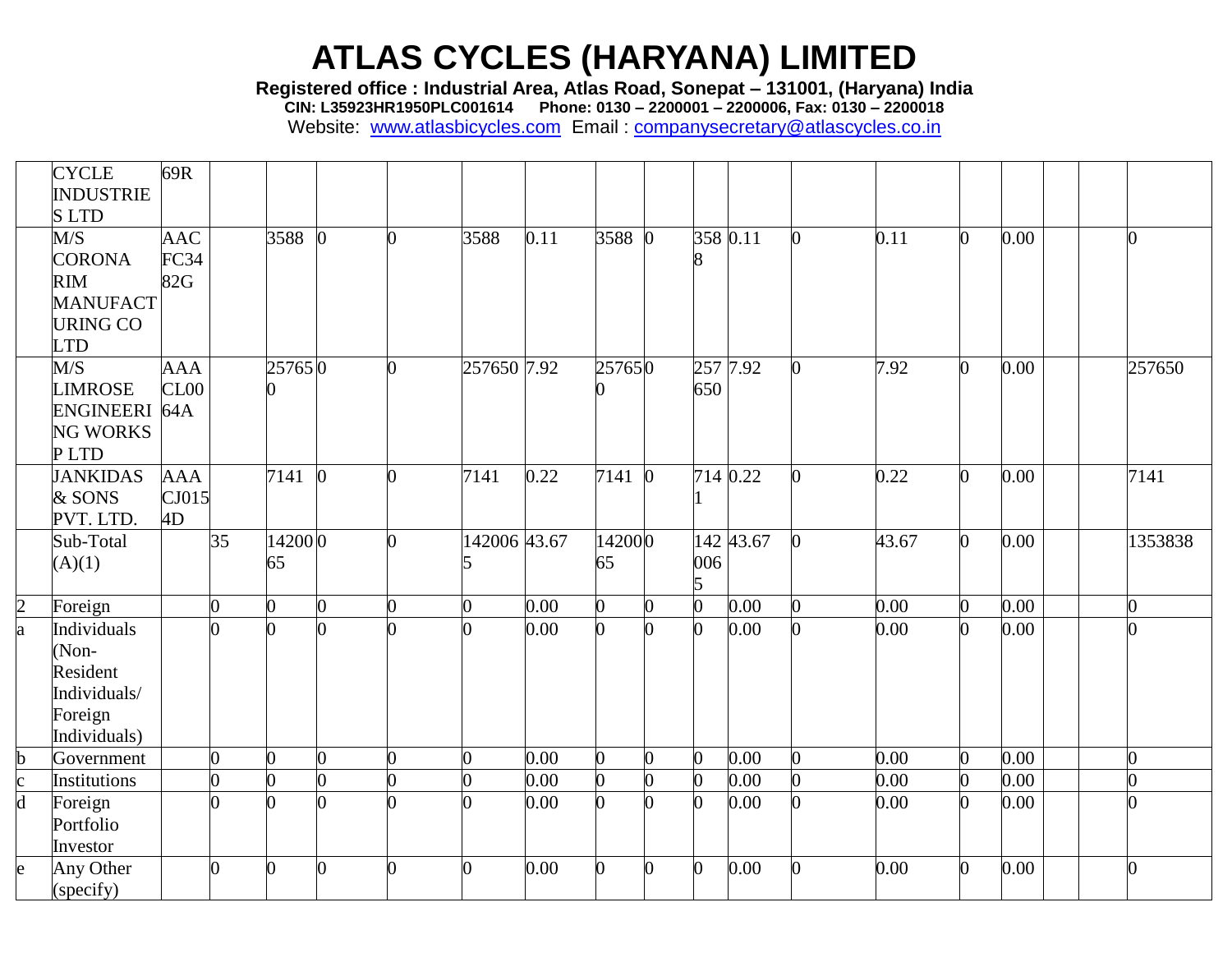# ATLAS CYCLES (HARYANA) LIMITED

**Registered office : Industrial Area, Atlas Road, Sonepat – 131001, (Haryana) India**
**CIN: L35923HR1950PLC001614 Phone: 0130 – 2200001 – 2200006, Fax: 0130 – 2200018**
Website: [www.atlasbicycles.com](http://www.atlasbicycles.com) Email : [companysecretary@atlascycles.co.in](mailto:companysecretary@atlascycles.co.in)

| | | | | | | | | | | | | | | | | | | | |
|---|---|---|---|---|---|---|---|---|---|---|---|---|---|---|---|---|---|---|---|
| | CYCLE INDUSTRIES LTD | 69R | | | | | | | | | | | | | | | | | |
| | M/S CORONA RIM MANUFACTURING CO LTD | AACFC3482G | | 3588 | 0 | 0 | 3588 | 0.11 | 3588 | 0 | 3588 | 0.11 | 0 | 0.11 | 0 | 0.00 | | | 0 |
| | M/S LIMROSE ENGINEERING WORKS P LTD | AAACL0064A | | 257650 | 0 | 0 | 257650 | 7.92 | 257650 | 0 | 257650 | 7.92 | 0 | 7.92 | 0 | 0.00 | | | 257650 |
| | JANKIDAS & SONS PVT. LTD. | AAACJ0154D | | 7141 | 0 | 0 | 7141 | 0.22 | 7141 | 0 | 7141 | 0.22 | 0 | 0.22 | 0 | 0.00 | | | 7141 |
| | Sub-Total (A)(1) | | 35 | 1420065 | 0 | 0 | 1420065 | 43.67 | 1420065 | 0 | 1420065 | 43.67 | 0 | 43.67 | 0 | 0.00 | | | 1353838 |
| 2 | Foreign | | 0 | 0 | 0 | 0 | 0 | 0.00 | 0 | 0 | 0 | 0.00 | 0 | 0.00 | 0 | 0.00 | | | 0 |
| a | Individuals (Non-Resident Individuals/ Foreign Individuals) | | 0 | 0 | 0 | 0 | 0 | 0.00 | 0 | 0 | 0 | 0.00 | 0 | 0.00 | 0 | 0.00 | | | 0 |
| b | Government | | 0 | 0 | 0 | 0 | 0 | 0.00 | 0 | 0 | 0 | 0.00 | 0 | 0.00 | 0 | 0.00 | | | 0 |
| c | Institutions | | 0 | 0 | 0 | 0 | 0 | 0.00 | 0 | 0 | 0 | 0.00 | 0 | 0.00 | 0 | 0.00 | | | 0 |
| d | Foreign Portfolio Investor | | 0 | 0 | 0 | 0 | 0 | 0.00 | 0 | 0 | 0 | 0.00 | 0 | 0.00 | 0 | 0.00 | | | 0 |
| e | Any Other (specify) | | 0 | 0 | 0 | 0 | 0 | 0.00 | 0 | 0 | 0 | 0.00 | 0 | 0.00 | 0 | 0.00 | | | 0 |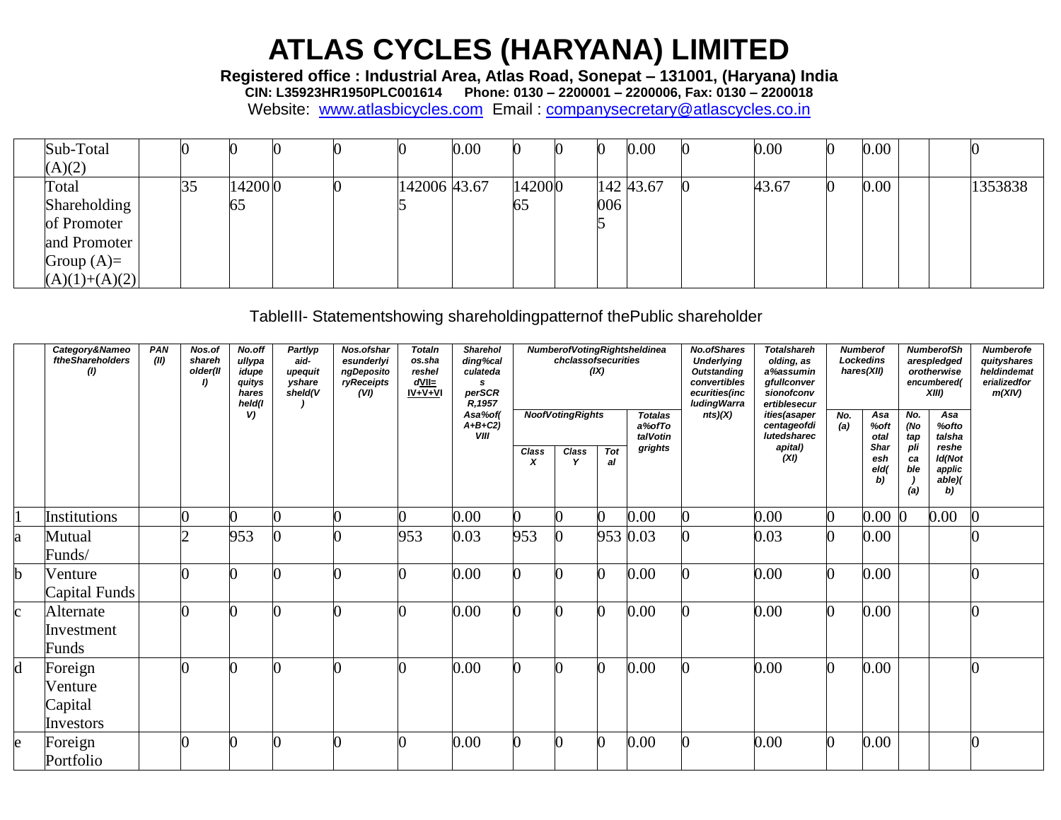# ATLAS CYCLES (HARYANA) LIMITED

**Registered office : Industrial Area, Atlas Road, Sonepat – 131001, (Haryana) India**
**CIN: L35923HR1950PLC001614 Phone: 0130 – 2200001 – 2200006, Fax: 0130 – 2200018**
Website: www.atlasbicycles.com Email : companysecretary@atlascycles.co.in

| | | | | | | | | | | | | | | | | | | | |
|---|---|---|---|---|---|---|---|---|---|---|---|---|---|---|---|---|---|---|---|
| | Sub-Total (A)(2) | | 0 | 0 | 0 | 0 | 0 | 0.00 | 0 | 0 | 0 | 0.00 | 0 | 0.00 | 0 | 0.00 | | | 0 |
| | Total Shareholding of Promoter and Promoter Group (A)= (A)(1)+(A)(2) | | 35 | 1420065 | 0 | 0 | 1420065 | 43.67 | 1420065 | 0 | 1420065 | 43.67 | 0 | 43.67 | 0 | 0.00 | | | 1353838 |

TableIII- Statementshowing shareholdingpatternof thePublic shareholder

| | Category&Nameo ftheShareholders (I) | PAN (II) | Nos.of shareh older(III) | No.off ullypa idupe quitys hares held(IV) | Partlyp aid-upequit yshare sheld(V) | Nos.ofshar esunderlyi ngDeposito ryReceipts (VI) | Totalnos.sha reshel dVII= IV+V+VI | Sharehol ding%cal culateda s perSCR R,1957 Asa%of( A+B+C2) VIII | NumberofVotingRightsheldinea chclassofsecurities (IX) | | | | No.ofShares Underlying Outstanding convertibles ecurities(inc ludingWarra nts)(X) | Totalshareh olding, as a%assumin gfullconver sionofconv ertiblesecur ities(asaper centageofdi lutedsharec apital) (XI) | Numberof Lockedins hares(XII) | | NumberofSh arespledged orotherwise encumbered( XIII) | | Numberofe quityshares heldindemat erializedfor m(XIV) |
|---|---|---|---|---|---|---|---|---|---|---|---|---|---|---|---|---|---|---|---|
| | | | | | | | | | NoofVotingRights | | | Totalas a%ofTo talVotin grights | | | No. (a) | Asa %oft otal Shar esh eld( b) | No. (No tap pli ca ble ) (a) | Asa %ofto talsha reshe ld(Not applic able)( b) | |
| | | | | | | | | | Class X | Class Y | Tot al | | | | | | | | |
| 1 | Institutions | | 0 | 0 | 0 | 0 | 0 | 0.00 | 0 | 0 | 0 | 0.00 | 0 | 0.00 | 0 | 0.00 | 0 | 0.00 | 0 |
| a | Mutual Funds/ | | 2 | 953 | 0 | 0 | 953 | 0.03 | 953 | 0 | 953 | 0.03 | 0 | 0.03 | 0 | 0.00 | | | 0 |
| b | Venture Capital Funds | | 0 | 0 | 0 | 0 | 0 | 0.00 | 0 | 0 | 0 | 0.00 | 0 | 0.00 | 0 | 0.00 | | | 0 |
| c | Alternate Investment Funds | | 0 | 0 | 0 | 0 | 0 | 0.00 | 0 | 0 | 0 | 0.00 | 0 | 0.00 | 0 | 0.00 | | | 0 |
| d | Foreign Venture Capital Investors | | 0 | 0 | 0 | 0 | 0 | 0.00 | 0 | 0 | 0 | 0.00 | 0 | 0.00 | 0 | 0.00 | | | 0 |
| e | Foreign Portfolio | | 0 | 0 | 0 | 0 | 0 | 0.00 | 0 | 0 | 0 | 0.00 | 0 | 0.00 | 0 | 0.00 | | | 0 |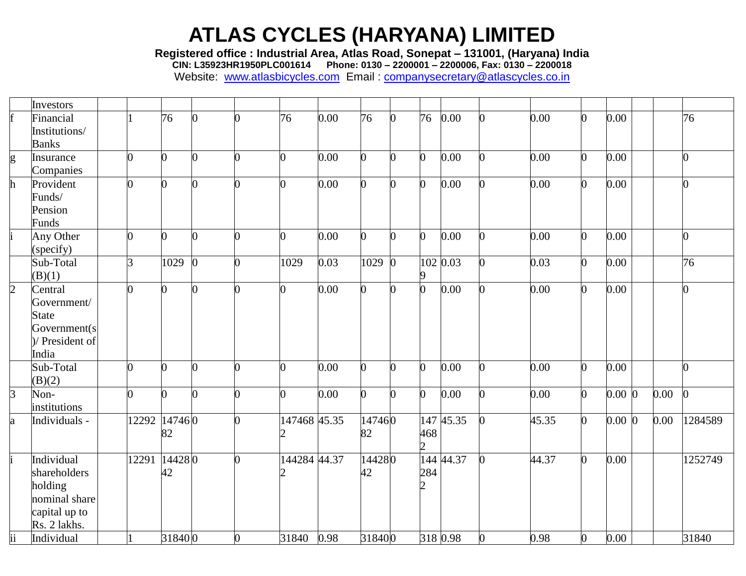| | | | | | | | | | | | | | | | | | | | |
|---|---|---|---|---|---|---|---|---|---|---|---|---|---|---|---|---|---|---|---|
| | Investors | | | | | | | | | | | | | | | | | | |
| f | Financial Institutions/ Banks | | 1 | 76 | 0 | 0 | 76 | 0.00 | 76 | 0 | 76 | 0.00 | 0 | 0.00 | 0 | 0.00 | | | 76 |
| g | Insurance Companies | | 0 | 0 | 0 | 0 | 0 | 0.00 | 0 | 0 | 0 | 0.00 | 0 | 0.00 | 0 | 0.00 | | | 0 |
| h | Provident Funds/ Pension Funds | | 0 | 0 | 0 | 0 | 0 | 0.00 | 0 | 0 | 0 | 0.00 | 0 | 0.00 | 0 | 0.00 | | | 0 |
| i | Any Other (specify) | | 0 | 0 | 0 | 0 | 0 | 0.00 | 0 | 0 | 0 | 0.00 | 0 | 0.00 | 0 | 0.00 | | | 0 |
| | Sub-Total (B)(1) | | 3 | 1029 | 0 | 0 | 1029 | 0.03 | 1029 | 0 | 1029 | 0.03 | 0 | 0.03 | 0 | 0.00 | | | 76 |
| 2 | Central Government/ State Government(s)/ President of India | | 0 | 0 | 0 | 0 | 0 | 0.00 | 0 | 0 | 0 | 0.00 | 0 | 0.00 | 0 | 0.00 | | | 0 |
| | Sub-Total (B)(2) | | 0 | 0 | 0 | 0 | 0 | 0.00 | 0 | 0 | 0 | 0.00 | 0 | 0.00 | 0 | 0.00 | | | 0 |
| 3 | Non-institutions | | 0 | 0 | 0 | 0 | 0 | 0.00 | 0 | 0 | 0 | 0.00 | 0 | 0.00 | 0 | 0.00 | 0 | 0.00 | 0 |
| a | Individuals - | | 12292 | 1474682 | 0 | 0 | 1474682 | 45.35 | 1474682 | 0 | 1474682 | 45.35 | 0 | 45.35 | 0 | 0.00 | 0 | 0.00 | 1284589 |
| i | Individual shareholders holding nominal share capital up to Rs. 2 lakhs. | | 12291 | 1442842 | 0 | 0 | 1442842 | 44.37 | 1442842 | 0 | 1442842 | 44.37 | 0 | 44.37 | 0 | 0.00 | | | 1252749 |
| ii | Individual | | 1 | 31840 | 0 | 0 | 31840 | 0.98 | 31840 | 0 | 318 | 0.98 | 0 | 0.98 | 0 | 0.00 | | | 31840 |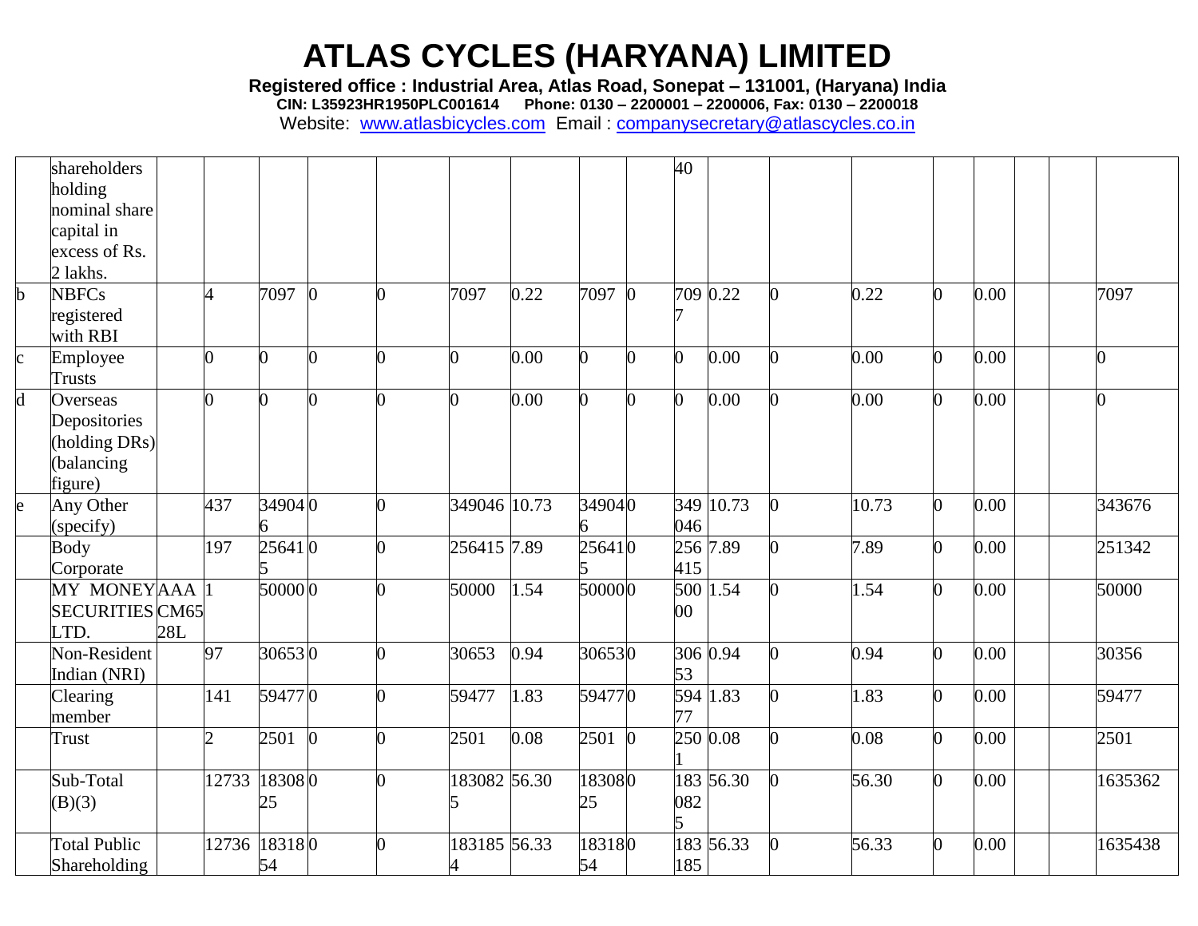# ATLAS CYCLES (HARYANA) LIMITED

**Registered office : Industrial Area, Atlas Road, Sonepat – 131001, (Haryana) India**
**CIN: L35923HR1950PLC001614 Phone: 0130 – 2200001 – 2200006, Fax: 0130 – 2200018**
Website: www.atlasbicycles.com Email : companysecretary@atlascycles.co.in

| | | | | | | | | | | | | | | | | | | | |
|---|---|---|---|---|---|---|---|---|---|---|---|---|---|---|---|---|---|---|---|
| | shareholders holding nominal share capital in excess of Rs. 2 lakhs. | | | | | | | | | | 40 | | | | | | | | |
| b | NBFCs registered with RBI | | 4 | 7097 | 0 | 0 | 7097 | 0.22 | 7097 | 0 | 7097 | 0.22 | 0 | 0.22 | 0 | 0.00 | | | 7097 |
| c | Employee Trusts | | 0 | 0 | 0 | 0 | 0 | 0.00 | 0 | 0 | 0 | 0.00 | 0 | 0.00 | 0 | 0.00 | | | 0 |
| d | Overseas Depositories (holding DRs) (balancing figure) | | 0 | 0 | 0 | 0 | 0 | 0.00 | 0 | 0 | 0 | 0.00 | 0 | 0.00 | 0 | 0.00 | | | 0 |
| e | Any Other (specify) | | 437 | 349046 | 0 | 0 | 349046 | 10.73 | 349046 | 0 | 349046 | 10.73 | 0 | 10.73 | 0 | 0.00 | | | 343676 |
| | Body Corporate | | 197 | 256415 | 0 | 0 | 256415 | 7.89 | 256415 | 0 | 256415 | 7.89 | 0 | 7.89 | 0 | 0.00 | | | 251342 |
| | MY MONEY SECURITIES LTD. | AAACM6528L | 1 | 50000 | 0 | 0 | 50000 | 1.54 | 50000 | 0 | 50000 | 1.54 | 0 | 1.54 | 0 | 0.00 | | | 50000 |
| | Non-Resident Indian (NRI) | | 97 | 30653 | 0 | 0 | 30653 | 0.94 | 30653 | 0 | 30653 | 0.94 | 0 | 0.94 | 0 | 0.00 | | | 30356 |
| | Clearing member | | 141 | 59477 | 0 | 0 | 59477 | 1.83 | 59477 | 0 | 59477 | 1.83 | 0 | 1.83 | 0 | 0.00 | | | 59477 |
| | Trust | | 2 | 2501 | 0 | 0 | 2501 | 0.08 | 2501 | 0 | 2501 | 0.08 | 0 | 0.08 | 0 | 0.00 | | | 2501 |
| | Sub-Total (B)(3) | | 12733 | 1830825 | 0 | 0 | 1830825 | 56.30 | 1830825 | 0 | 1830825 | 56.30 | 0 | 56.30 | 0 | 0.00 | | | 1635362 |
| | Total Public Shareholding | | 12736 | 1831854 | 0 | 0 | 1831854 | 56.33 | 1831854 | 0 | 183185 | 56.33 | 0 | 56.33 | 0 | 0.00 | | | 1635438 |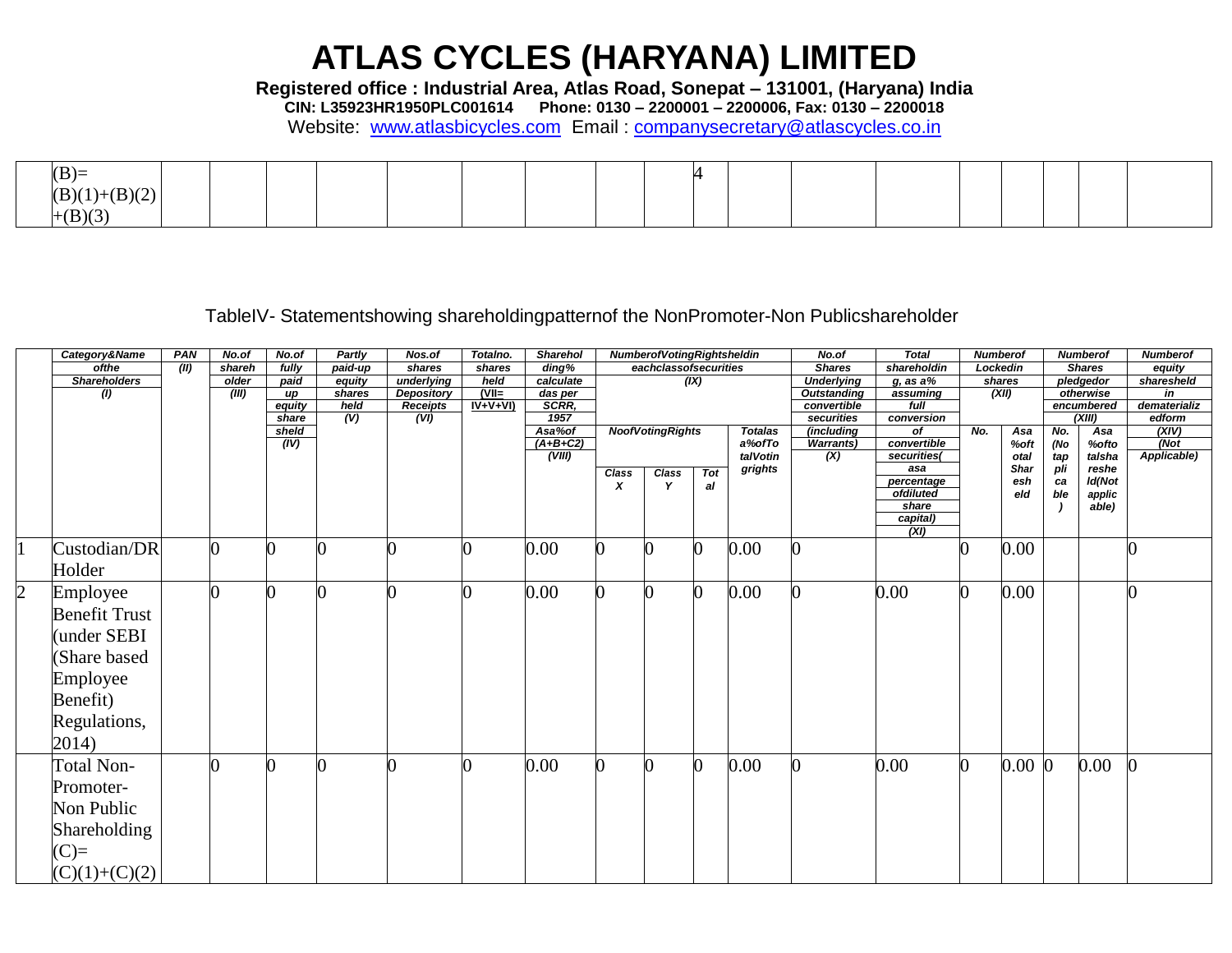| | | | | | | | | | | | | | | | | | | | |
|---|---|---|---|---|---|---|---|---|---|---|---|---|---|---|---|---|---|---|---|
| | (B)=(B)(1)+(B)(2)+(B)(3) | | | | | | | | | | 4 | | | | | | | | |

Table IV- Statement showing shareholding pattern of the Non Promoter-Non Public shareholder

| | Category & Name of the Shareholders (I) | PAN (II) | No. of shareholder (III) | No. of fully paid up equity shares held (IV) | Partly paid-up equity shares held (V) | Nos. of shares underlying Depository Receipts (VI) | Total no. shares held (VII= IV+V+VI) | Shareholding % calculated as per SCRR, 1957 As a % of (A+B+C2) (VIII) | Number of Voting Rights held in each class of securities (IX) | | | | No. of Shares Underlying Outstanding convertible securities (including Warrants) (X) | Total shareholding, as a % assuming full conversion of convertible securities (as a percentage of diluted share capital) (XI) | Number of Locked in shares (XII) | | Number of Shares pledged or otherwise encumbered (XIII) | | Number of equity shares held in dematerialized form (XIV) (Not Applicable) |
|---|---|---|---|---|---|---|---|---|---|---|---|---|---|---|---|---|---|---|---|
| | | | | | | | | | No of Voting Rights | | | Total as a % of Total Voting rights | | | No. | As a % of total Shares held | No. (Not applicable) | As a % of total shares held (Not applicable) | |
| | | | | | | | | | Class X | Class Y | Total | | | | | | | | |
| 1 | Custodian/DR Holder | | 0 | 0 | 0 | 0 | 0 | 0.00 | 0 | 0 | 0 | 0.00 | 0 | | 0 | 0.00 | | | 0 |
| 2 | Employee Benefit Trust (under SEBI (Share based Employee Benefit) Regulations, 2014) | | 0 | 0 | 0 | 0 | 0 | 0.00 | 0 | 0 | 0 | 0.00 | 0 | 0.00 | 0 | 0.00 | | | 0 |
| | Total Non-Promoter-Non Public Shareholding (C)=(C)(1)+(C)(2) | | 0 | 0 | 0 | 0 | 0 | 0.00 | 0 | 0 | 0 | 0.00 | 0 | 0.00 | 0 | 0.00 | 0 | 0.00 | 0 |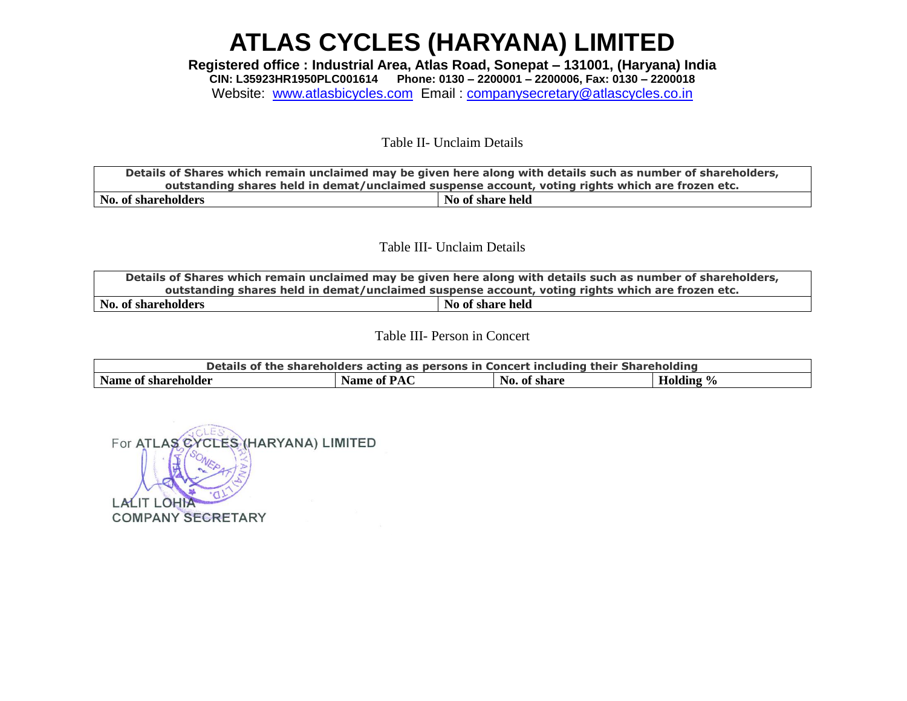# ATLAS CYCLES (HARYANA) LIMITED

**Registered office : Industrial Area, Atlas Road, Sonepat – 131001, (Haryana) India**
**CIN: L35923HR1950PLC001614 Phone: 0130 – 2200001 – 2200006, Fax: 0130 – 2200018**
Website: www.atlasbicycles.com Email : companysecretary@atlascycles.co.in

Table II- Unclaim Details

| Details of Shares which remain unclaimed may be given here along with details such as number of shareholders, outstanding shares held in demat/unclaimed suspense account, voting rights which are frozen etc. | |
|---|---|
| **No. of shareholders** | **No of share held** |

Table III- Unclaim Details

| Details of Shares which remain unclaimed may be given here along with details such as number of shareholders, outstanding shares held in demat/unclaimed suspense account, voting rights which are frozen etc. | |
|---|---|
| **No. of shareholders** | **No of share held** |

Table III- Person in Concert

| Details of the shareholders acting as persons in Concert including their Shareholding | | | |
|---|---|---|---|
| **Name of shareholder** | **Name of PAC** | **No. of share** | **Holding %** |

For ATLAS CYCLES (HARYANA) LIMITED

LALIT LOHIA
COMPANY SECRETARY